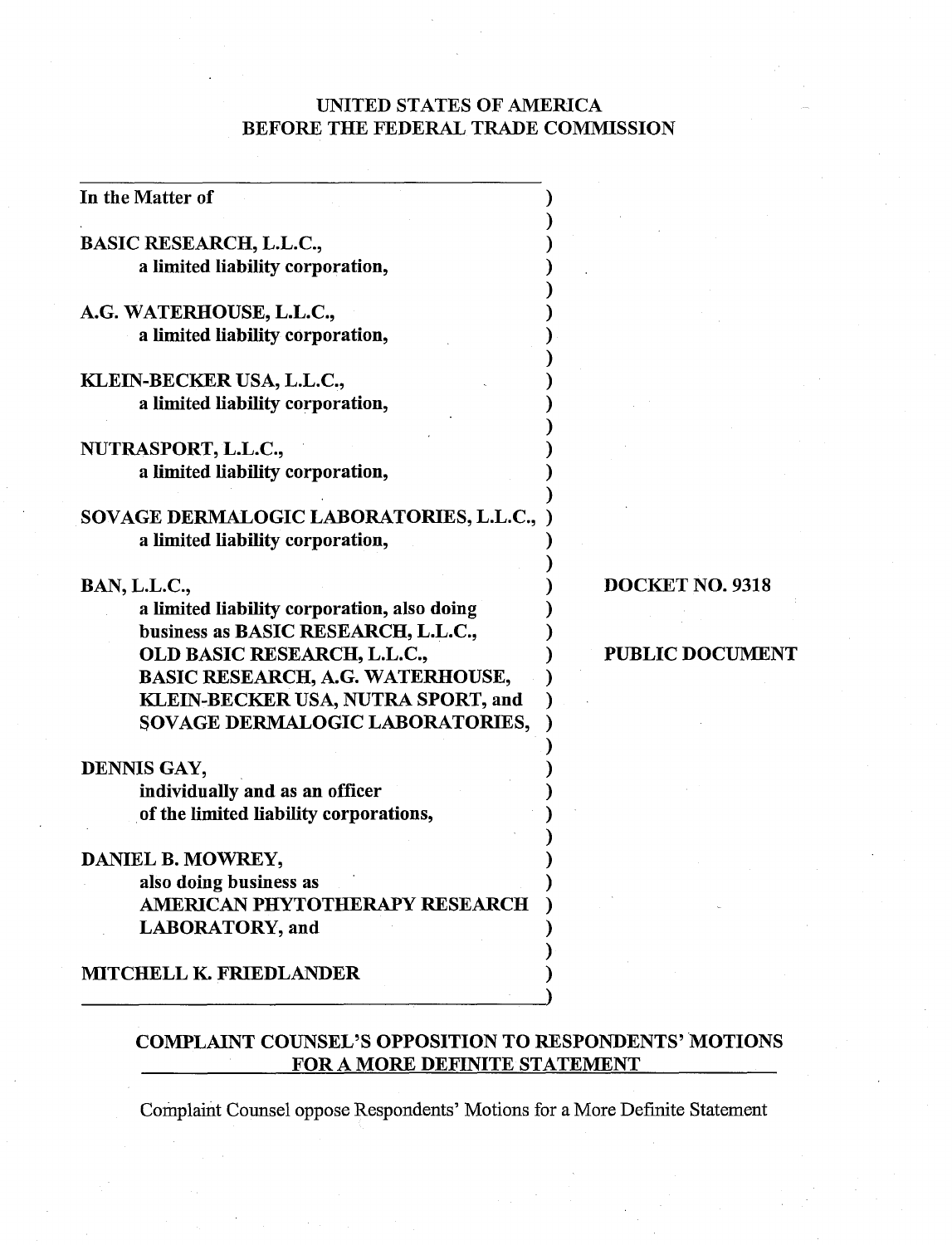UNITED STATES OF AMERICA
BEFORE THE FEDERAL TRADE COMMISSION

| | |
|---|---|
| In the Matter of<br><br>**BASIC RESEARCH, L.L.C.,**<br>a limited liability corporation,<br><br>**A.G. WATERHOUSE, L.L.C.,**<br>a limited liability corporation,<br><br>**KLEIN-BECKER USA, L.L.C.,**<br>a limited liability corporation,<br><br>**NUTRASPORT, L.L.C.,**<br>a limited liability corporation,<br><br>**SOVAGE DERMALOGIC LABORATORIES, L.L.C.,**<br>a limited liability corporation,<br><br>**BAN, L.L.C.,**<br>a limited liability corporation, also doing business as BASIC RESEARCH, L.L.C., OLD BASIC RESEARCH, L.L.C., BASIC RESEARCH, A.G. WATERHOUSE, KLEIN-BECKER USA, NUTRA SPORT, and SOVAGE DERMALOGIC LABORATORIES,<br><br>**DENNIS GAY,**<br>individually and as an officer of the limited liability corporations,<br><br>**DANIEL B. MOWREY,**<br>also doing business as AMERICAN PHYTOTHERAPY RESEARCH LABORATORY, and<br><br>**MITCHELL K. FRIEDLANDER** | **DOCKET NO. 9318**<br><br>**PUBLIC DOCUMENT** |

## COMPLAINT COUNSEL'S OPPOSITION TO RESPONDENTS' MOTIONS FOR A MORE DEFINITE STATEMENT

Complaint Counsel oppose Respondents' Motions for a More Definite Statement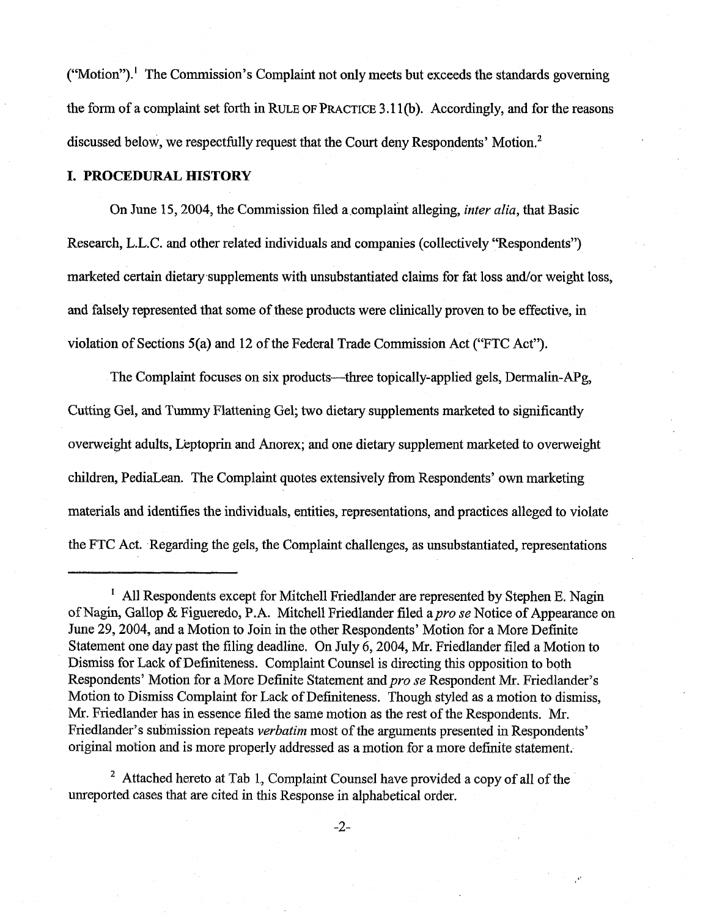("Motion").[1] The Commission's Complaint not only meets but exceeds the standards governing the form of a complaint set forth in RULE OF PRACTICE 3.11(b). Accordingly, and for the reasons discussed below, we respectfully request that the Court deny Respondents' Motion.[2]

## I. PROCEDURAL HISTORY

On June 15, 2004, the Commission filed a complaint alleging, *inter alia*, that Basic Research, L.L.C. and other related individuals and companies (collectively "Respondents") marketed certain dietary supplements with unsubstantiated claims for fat loss and/or weight loss, and falsely represented that some of these products were clinically proven to be effective, in violation of Sections 5(a) and 12 of the Federal Trade Commission Act ("FTC Act").

The Complaint focuses on six products—three topically-applied gels, Dermalin-APg, Cutting Gel, and Tummy Flattening Gel; two dietary supplements marketed to significantly overweight adults, Leptoprin and Anorex; and one dietary supplement marketed to overweight children, PediaLean. The Complaint quotes extensively from Respondents' own marketing materials and identifies the individuals, entities, representations, and practices alleged to violate the FTC Act. Regarding the gels, the Complaint challenges, as unsubstantiated, representations

---

[1] All Respondents except for Mitchell Friedlander are represented by Stephen E. Nagin of Nagin, Gallop & Figueredo, P.A. Mitchell Friedlander filed a *pro se* Notice of Appearance on June 29, 2004, and a Motion to Join in the other Respondents' Motion for a More Definite Statement one day past the filing deadline. On July 6, 2004, Mr. Friedlander filed a Motion to Dismiss for Lack of Definiteness. Complaint Counsel is directing this opposition to both Respondents' Motion for a More Definite Statement and *pro se* Respondent Mr. Friedlander's Motion to Dismiss Complaint for Lack of Definiteness. Though styled as a motion to dismiss, Mr. Friedlander has in essence filed the same motion as the rest of the Respondents. Mr. Friedlander's submission repeats *verbatim* most of the arguments presented in Respondents' original motion and is more properly addressed as a motion for a more definite statement.

[2] Attached hereto at Tab 1, Complaint Counsel have provided a copy of all of the unreported cases that are cited in this Response in alphabetical order.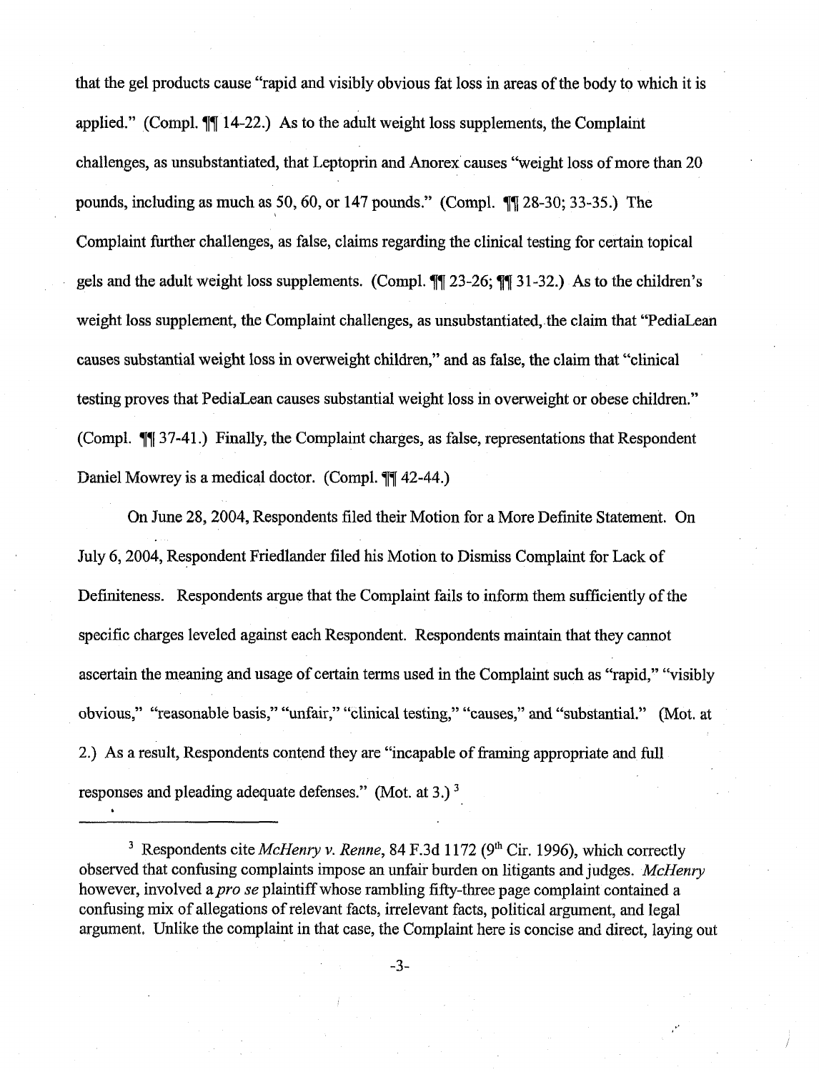that the gel products cause "rapid and visibly obvious fat loss in areas of the body to which it is applied." (Compl. ¶¶ 14-22.) As to the adult weight loss supplements, the Complaint challenges, as unsubstantiated, that Leptoprin and Anorex causes "weight loss of more than 20 pounds, including as much as 50, 60, or 147 pounds." (Compl. ¶¶ 28-30; 33-35.) The Complaint further challenges, as false, claims regarding the clinical testing for certain topical gels and the adult weight loss supplements. (Compl. ¶¶ 23-26; ¶¶ 31-32.) As to the children's weight loss supplement, the Complaint challenges, as unsubstantiated, the claim that "PediaLean causes substantial weight loss in overweight children," and as false, the claim that "clinical testing proves that PediaLean causes substantial weight loss in overweight or obese children." (Compl. ¶¶ 37-41.) Finally, the Complaint charges, as false, representations that Respondent Daniel Mowrey is a medical doctor. (Compl. ¶¶ 42-44.)

On June 28, 2004, Respondents filed their Motion for a More Definite Statement. On July 6, 2004, Respondent Friedlander filed his Motion to Dismiss Complaint for Lack of Definiteness. Respondents argue that the Complaint fails to inform them sufficiently of the specific charges leveled against each Respondent. Respondents maintain that they cannot ascertain the meaning and usage of certain terms used in the Complaint such as "rapid," "visibly obvious," "reasonable basis," "unfair," "clinical testing," "causes," and "substantial." (Mot. at 2.) As a result, Respondents contend they are "incapable of framing appropriate and full responses and pleading adequate defenses." (Mot. at 3.) [3]

---

[3] Respondents cite *McHenry v. Renne*, 84 F.3d 1172 (9th Cir. 1996), which correctly observed that confusing complaints impose an unfair burden on litigants and judges. *McHenry* however, involved a *pro se* plaintiff whose rambling fifty-three page complaint contained a confusing mix of allegations of relevant facts, irrelevant facts, political argument, and legal argument. Unlike the complaint in that case, the Complaint here is concise and direct, laying out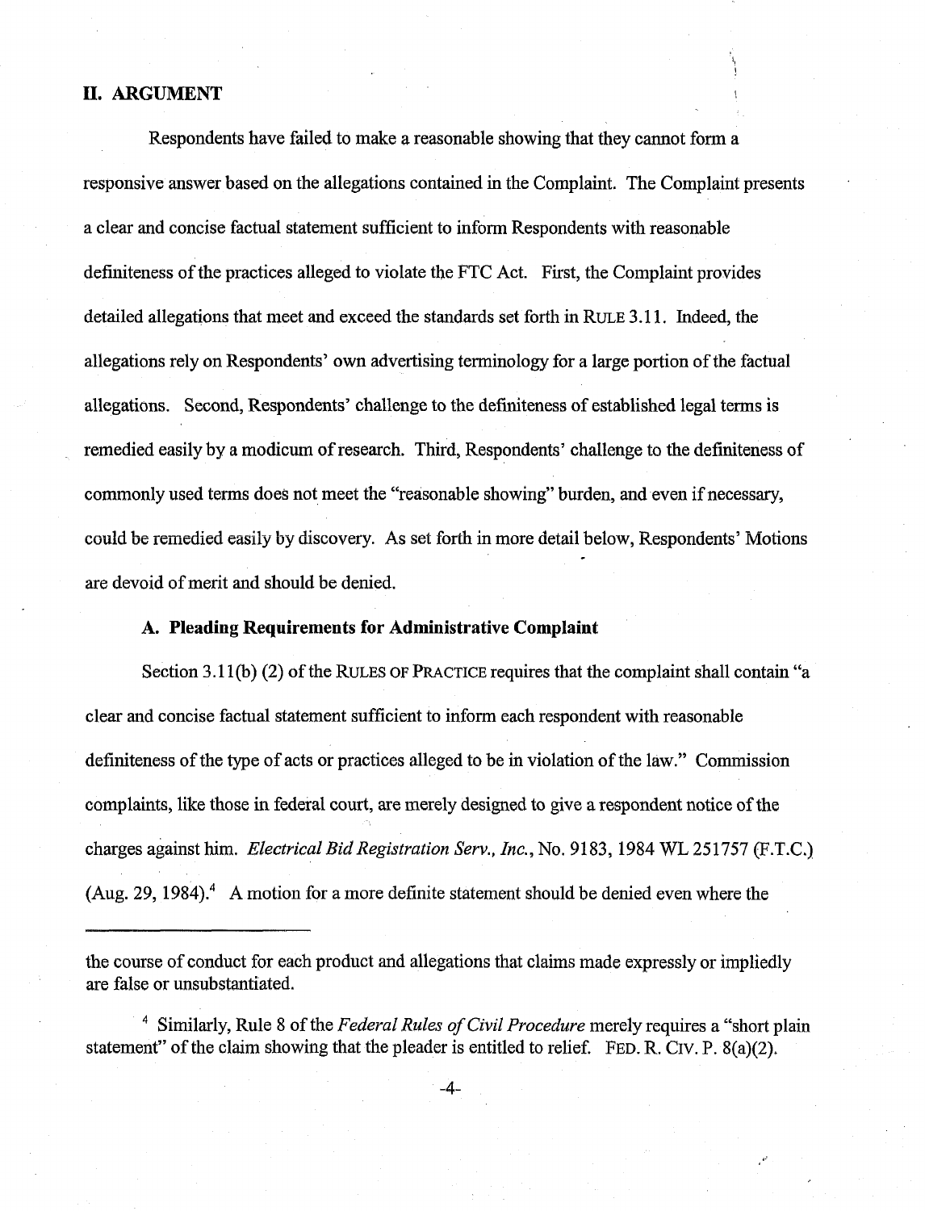## II. ARGUMENT

Respondents have failed to make a reasonable showing that they cannot form a responsive answer based on the allegations contained in the Complaint. The Complaint presents a clear and concise factual statement sufficient to inform Respondents with reasonable definiteness of the practices alleged to violate the FTC Act. First, the Complaint provides detailed allegations that meet and exceed the standards set forth in RULE 3.11. Indeed, the allegations rely on Respondents' own advertising terminology for a large portion of the factual allegations. Second, Respondents' challenge to the definiteness of established legal terms is remedied easily by a modicum of research. Third, Respondents' challenge to the definiteness of commonly used terms does not meet the "reasonable showing" burden, and even if necessary, could be remedied easily by discovery. As set forth in more detail below, Respondents' Motions are devoid of merit and should be denied.

### A. Pleading Requirements for Administrative Complaint

Section 3.11(b) (2) of the RULES OF PRACTICE requires that the complaint shall contain "a clear and concise factual statement sufficient to inform each respondent with reasonable definiteness of the type of acts or practices alleged to be in violation of the law." Commission complaints, like those in federal court, are merely designed to give a respondent notice of the charges against him. *Electrical Bid Registration Serv., Inc.*, No. 9183, 1984 WL 251757 (F.T.C.) (Aug. 29, 1984).[4] A motion for a more definite statement should be denied even where the

---

the course of conduct for each product and allegations that claims made expressly or impliedly are false or unsubstantiated.

[4] Similarly, Rule 8 of the *Federal Rules of Civil Procedure* merely requires a "short plain statement" of the claim showing that the pleader is entitled to relief. FED. R. CIV. P. 8(a)(2).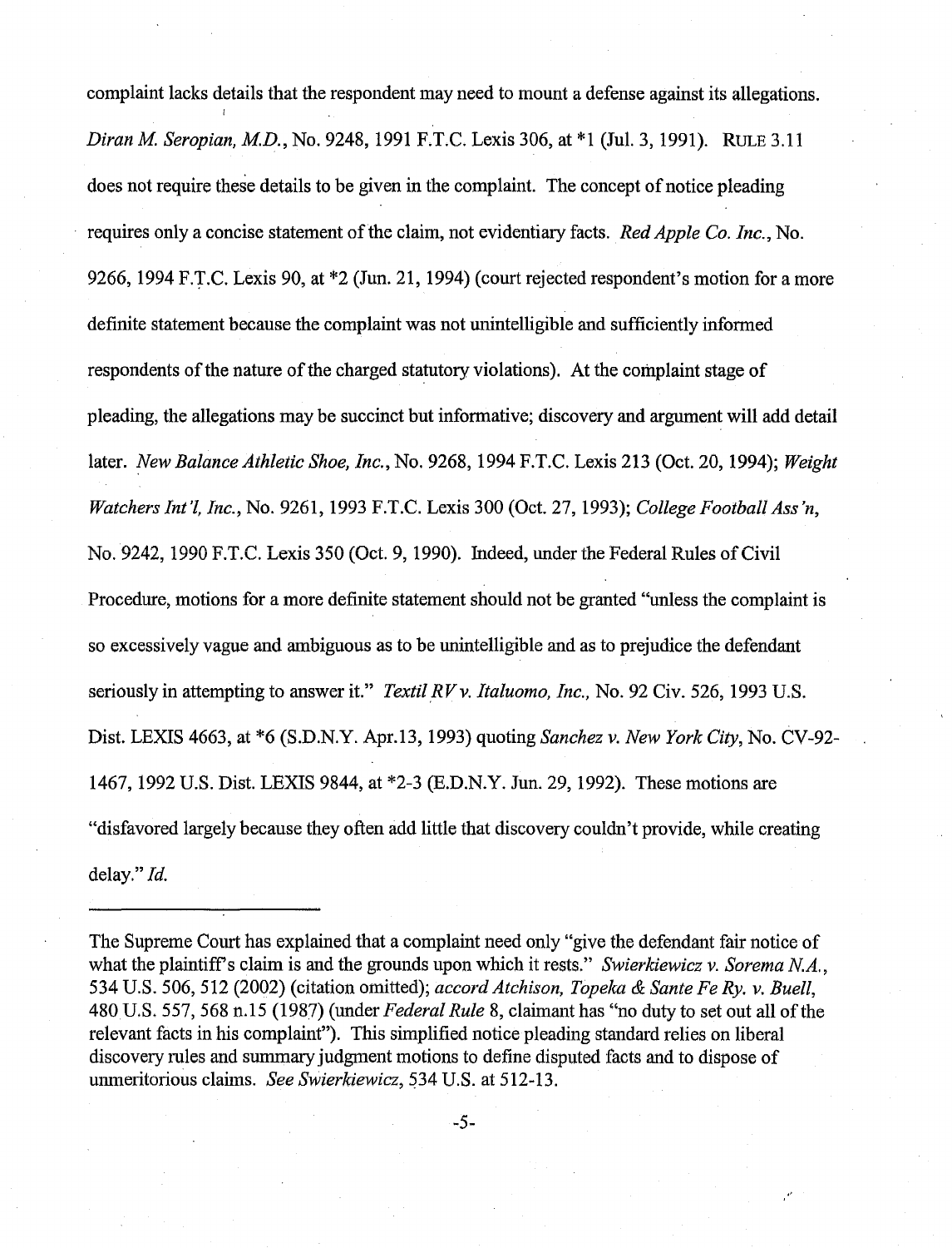complaint lacks details that the respondent may need to mount a defense against its allegations. *Diran M. Seropian, M.D.*, No. 9248, 1991 F.T.C. Lexis 306, at *1 (Jul. 3, 1991). RULE 3.11 does not require these details to be given in the complaint. The concept of notice pleading requires only a concise statement of the claim, not evidentiary facts. *Red Apple Co. Inc.*, No. 9266, 1994 F.T.C. Lexis 90, at *2 (Jun. 21, 1994) (court rejected respondent's motion for a more definite statement because the complaint was not unintelligible and sufficiently informed respondents of the nature of the charged statutory violations). At the complaint stage of pleading, the allegations may be succinct but informative; discovery and argument will add detail later. *New Balance Athletic Shoe, Inc.*, No. 9268, 1994 F.T.C. Lexis 213 (Oct. 20, 1994); *Weight Watchers Int'l, Inc.*, No. 9261, 1993 F.T.C. Lexis 300 (Oct. 27, 1993); *College Football Ass'n*, No. 9242, 1990 F.T.C. Lexis 350 (Oct. 9, 1990). Indeed, under the Federal Rules of Civil Procedure, motions for a more definite statement should not be granted "unless the complaint is so excessively vague and ambiguous as to be unintelligible and as to prejudice the defendant seriously in attempting to answer it." *Textil RV v. Italuomo, Inc.*, No. 92 Civ. 526, 1993 U.S. Dist. LEXIS 4663, at *6 (S.D.N.Y. Apr.13, 1993) quoting *Sanchez v. New York City*, No. CV-92-1467, 1992 U.S. Dist. LEXIS 9844, at *2-3 (E.D.N.Y. Jun. 29, 1992). These motions are "disfavored largely because they often add little that discovery couldn't provide, while creating delay." *Id.*

---

The Supreme Court has explained that a complaint need only "give the defendant fair notice of what the plaintiff's claim is and the grounds upon which it rests." *Swierkiewicz v. Sorema N.A.*, 534 U.S. 506, 512 (2002) (citation omitted); *accord Atchison, Topeka & Sante Fe Ry. v. Buell*, 480 U.S. 557, 568 n.15 (1987) (under *Federal Rule* 8, claimant has "no duty to set out all of the relevant facts in his complaint"). This simplified notice pleading standard relies on liberal discovery rules and summary judgment motions to define disputed facts and to dispose of unmeritorious claims. *See Swierkiewicz*, 534 U.S. at 512-13.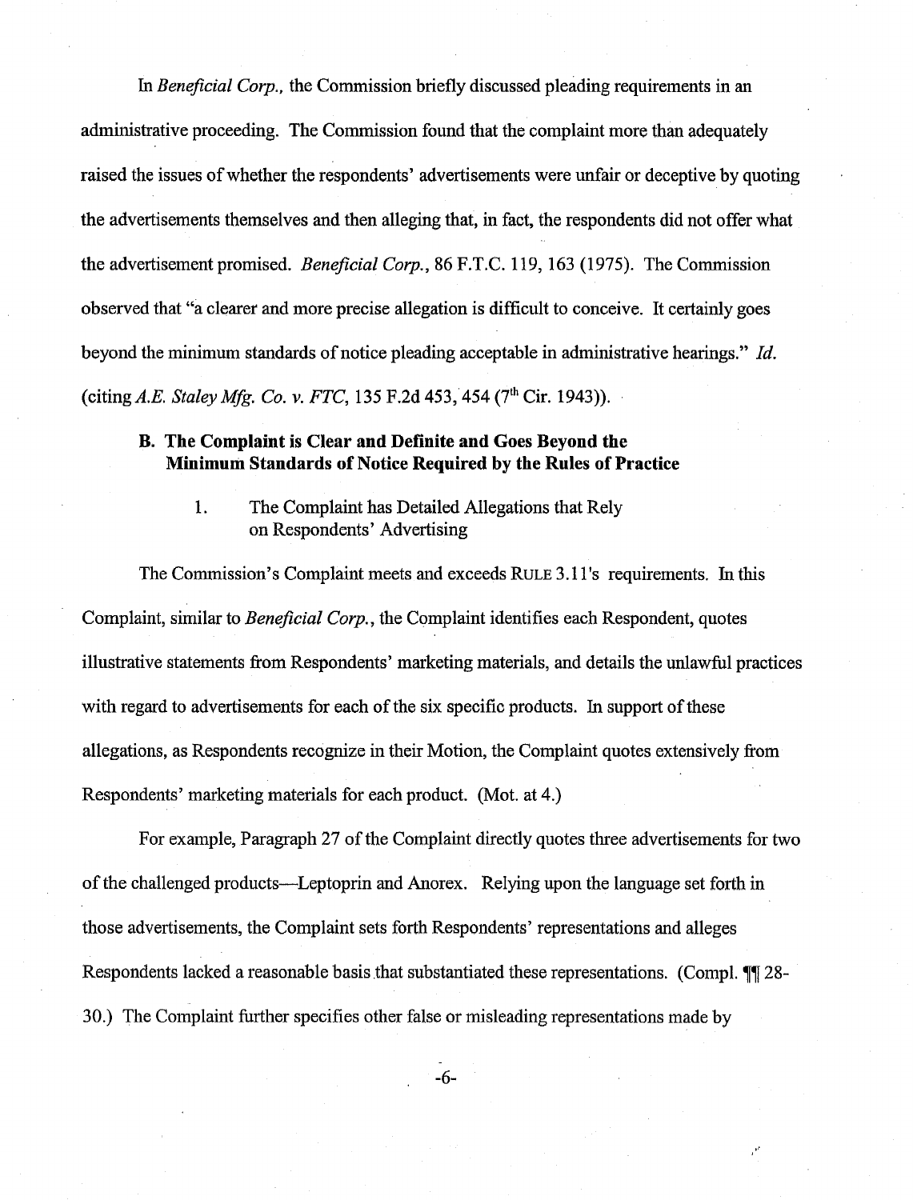In *Beneficial Corp.*, the Commission briefly discussed pleading requirements in an administrative proceeding. The Commission found that the complaint more than adequately raised the issues of whether the respondents' advertisements were unfair or deceptive by quoting the advertisements themselves and then alleging that, in fact, the respondents did not offer what the advertisement promised. *Beneficial Corp.*, 86 F.T.C. 119, 163 (1975). The Commission observed that "a clearer and more precise allegation is difficult to conceive. It certainly goes beyond the minimum standards of notice pleading acceptable in administrative hearings." *Id.* (citing *A.E. Staley Mfg. Co. v. FTC*, 135 F.2d 453, 454 (7th Cir. 1943)).

### B. The Complaint is Clear and Definite and Goes Beyond the Minimum Standards of Notice Required by the Rules of Practice

1. The Complaint has Detailed Allegations that Rely on Respondents' Advertising

The Commission's Complaint meets and exceeds RULE 3.11's requirements. In this Complaint, similar to *Beneficial Corp.*, the Complaint identifies each Respondent, quotes illustrative statements from Respondents' marketing materials, and details the unlawful practices with regard to advertisements for each of the six specific products. In support of these allegations, as Respondents recognize in their Motion, the Complaint quotes extensively from Respondents' marketing materials for each product. (Mot. at 4.)

For example, Paragraph 27 of the Complaint directly quotes three advertisements for two of the challenged products—Leptoprin and Anorex. Relying upon the language set forth in those advertisements, the Complaint sets forth Respondents' representations and alleges Respondents lacked a reasonable basis that substantiated these representations. (Compl. ¶¶ 28-30.) The Complaint further specifies other false or misleading representations made by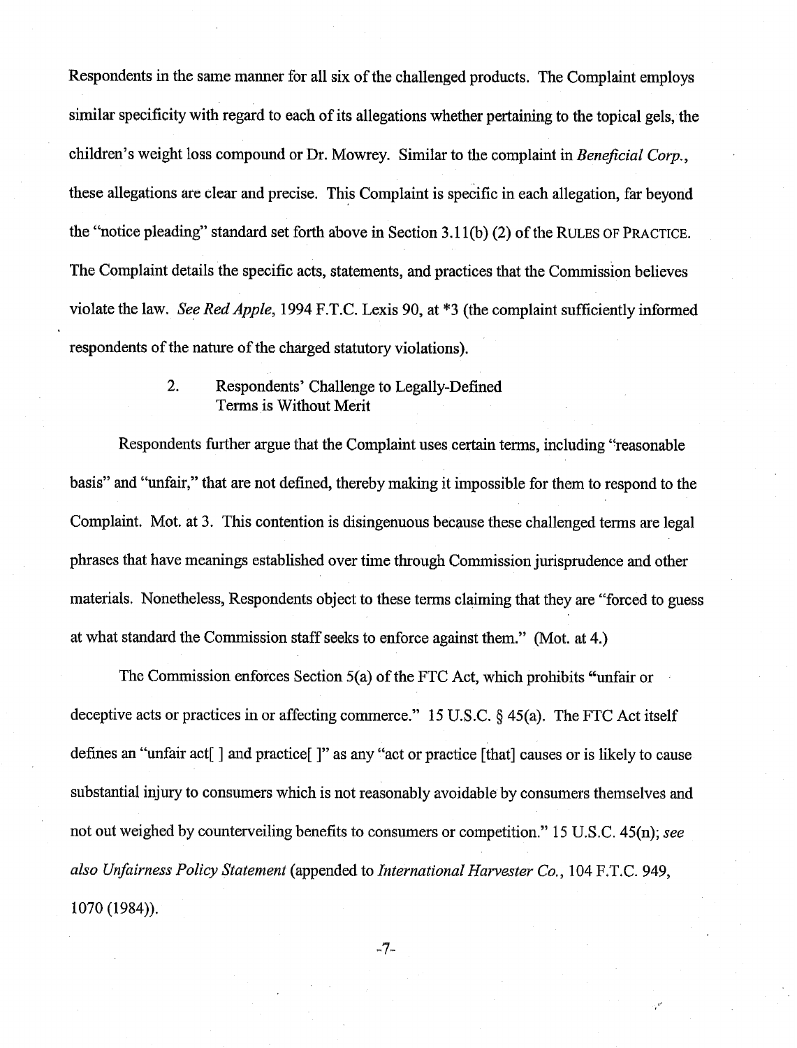Respondents in the same manner for all six of the challenged products. The Complaint employs similar specificity with regard to each of its allegations whether pertaining to the topical gels, the children's weight loss compound or Dr. Mowrey. Similar to the complaint in *Beneficial Corp.*, these allegations are clear and precise. This Complaint is specific in each allegation, far beyond the "notice pleading" standard set forth above in Section 3.11(b) (2) of the RULES OF PRACTICE. The Complaint details the specific acts, statements, and practices that the Commission believes violate the law. *See Red Apple*, 1994 F.T.C. Lexis 90, at *3 (the complaint sufficiently informed respondents of the nature of the charged statutory violations).

### 2. Respondents' Challenge to Legally-Defined Terms is Without Merit

Respondents further argue that the Complaint uses certain terms, including "reasonable basis" and "unfair," that are not defined, thereby making it impossible for them to respond to the Complaint. Mot. at 3. This contention is disingenuous because these challenged terms are legal phrases that have meanings established over time through Commission jurisprudence and other materials. Nonetheless, Respondents object to these terms claiming that they are "forced to guess at what standard the Commission staff seeks to enforce against them." (Mot. at 4.)

The Commission enforces Section 5(a) of the FTC Act, which prohibits "unfair or deceptive acts or practices in or affecting commerce." 15 U.S.C. § 45(a). The FTC Act itself defines an "unfair act[ ] and practice[ ]" as any "act or practice [that] causes or is likely to cause substantial injury to consumers which is not reasonably avoidable by consumers themselves and not out weighed by counterveiling benefits to consumers or competition." 15 U.S.C. 45(n); *see also Unfairness Policy Statement* (appended to *International Harvester Co.*, 104 F.T.C. 949, 1070 (1984)).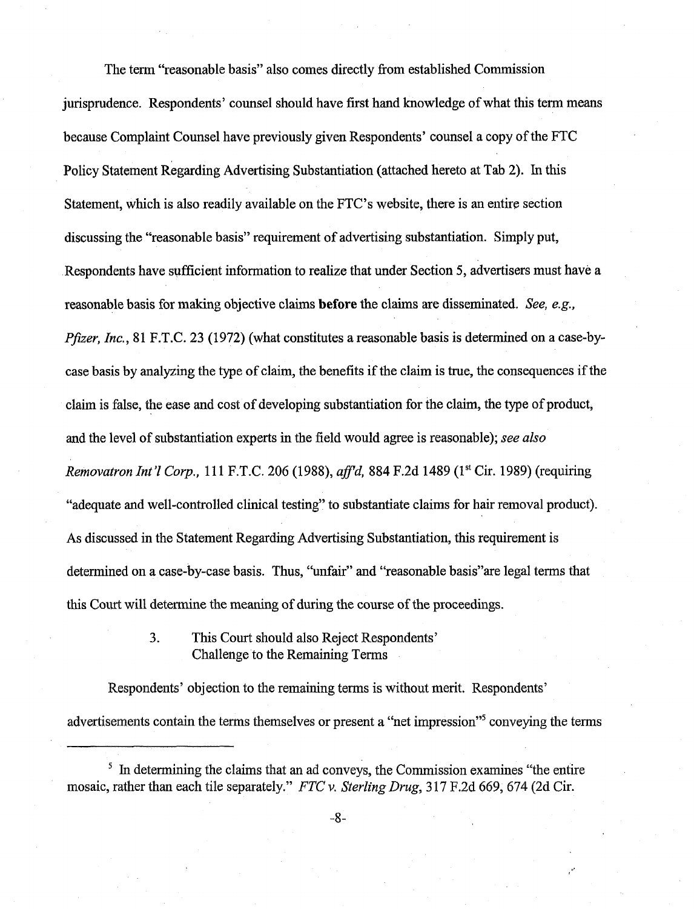The term "reasonable basis" also comes directly from established Commission jurisprudence. Respondents' counsel should have first hand knowledge of what this term means because Complaint Counsel have previously given Respondents' counsel a copy of the FTC Policy Statement Regarding Advertising Substantiation (attached hereto at Tab 2). In this Statement, which is also readily available on the FTC's website, there is an entire section discussing the "reasonable basis" requirement of advertising substantiation. Simply put, Respondents have sufficient information to realize that under Section 5, advertisers must have a reasonable basis for making objective claims **before** the claims are disseminated. *See, e.g., Pfizer, Inc.*, 81 F.T.C. 23 (1972) (what constitutes a reasonable basis is determined on a case-by-case basis by analyzing the type of claim, the benefits if the claim is true, the consequences if the claim is false, the ease and cost of developing substantiation for the claim, the type of product, and the level of substantiation experts in the field would agree is reasonable); *see also Removatron Int'l Corp.*, 111 F.T.C. 206 (1988), *aff'd*, 884 F.2d 1489 (1st Cir. 1989) (requiring "adequate and well-controlled clinical testing" to substantiate claims for hair removal product). As discussed in the Statement Regarding Advertising Substantiation, this requirement is determined on a case-by-case basis. Thus, "unfair" and "reasonable basis"are legal terms that this Court will determine the meaning of during the course of the proceedings.

### 3. This Court should also Reject Respondents' Challenge to the Remaining Terms

Respondents' objection to the remaining terms is without merit. Respondents' advertisements contain the terms themselves or present a "net impression"[5] conveying the terms

---

[5] In determining the claims that an ad conveys, the Commission examines "the entire mosaic, rather than each tile separately." *FTC v. Sterling Drug*, 317 F.2d 669, 674 (2d Cir.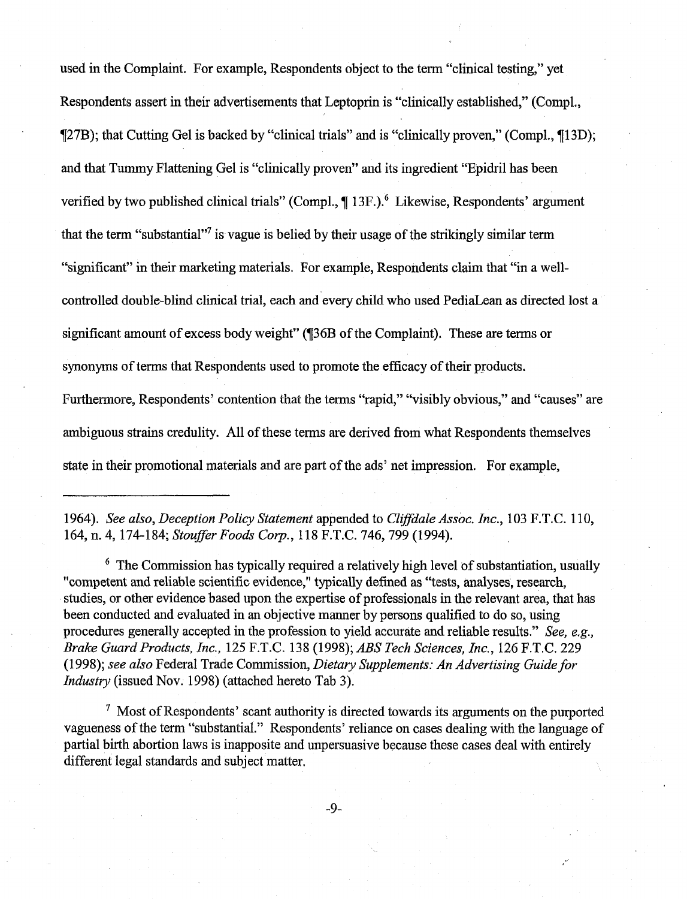used in the Complaint. For example, Respondents object to the term "clinical testing," yet Respondents assert in their advertisements that Leptoprin is "clinically established," (Compl., ¶27B); that Cutting Gel is backed by "clinical trials" and is "clinically proven," (Compl., ¶13D); and that Tummy Flattening Gel is "clinically proven" and its ingredient "Epidril has been verified by two published clinical trials" (Compl., ¶ 13F.).[6] Likewise, Respondents' argument that the term "substantial"[7] is vague is belied by their usage of the strikingly similar term "significant" in their marketing materials. For example, Respondents claim that "in a well-controlled double-blind clinical trial, each and every child who used PediaLean as directed lost a significant amount of excess body weight" (¶36B of the Complaint). These are terms or synonyms of terms that Respondents used to promote the efficacy of their products. Furthermore, Respondents' contention that the terms "rapid," "visibly obvious," and "causes" are ambiguous strains credulity. All of these terms are derived from what Respondents themselves state in their promotional materials and are part of the ads' net impression. For example,

---

1964). *See also*, *Deception Policy Statement* appended to *Cliffdale Assoc. Inc.*, 103 F.T.C. 110, 164, n. 4, 174-184; *Stouffer Foods Corp.*, 118 F.T.C. 746, 799 (1994).

[6] The Commission has typically required a relatively high level of substantiation, usually "competent and reliable scientific evidence," typically defined as "tests, analyses, research, studies, or other evidence based upon the expertise of professionals in the relevant area, that has been conducted and evaluated in an objective manner by persons qualified to do so, using procedures generally accepted in the profession to yield accurate and reliable results." *See, e.g., Brake Guard Products, Inc.*, 125 F.T.C. 138 (1998); *ABS Tech Sciences, Inc.*, 126 F.T.C. 229 (1998); *see also* Federal Trade Commission, *Dietary Supplements: An Advertising Guide for Industry* (issued Nov. 1998) (attached hereto Tab 3).

[7] Most of Respondents' scant authority is directed towards its arguments on the purported vagueness of the term "substantial." Respondents' reliance on cases dealing with the language of partial birth abortion laws is inapposite and unpersuasive because these cases deal with entirely different legal standards and subject matter.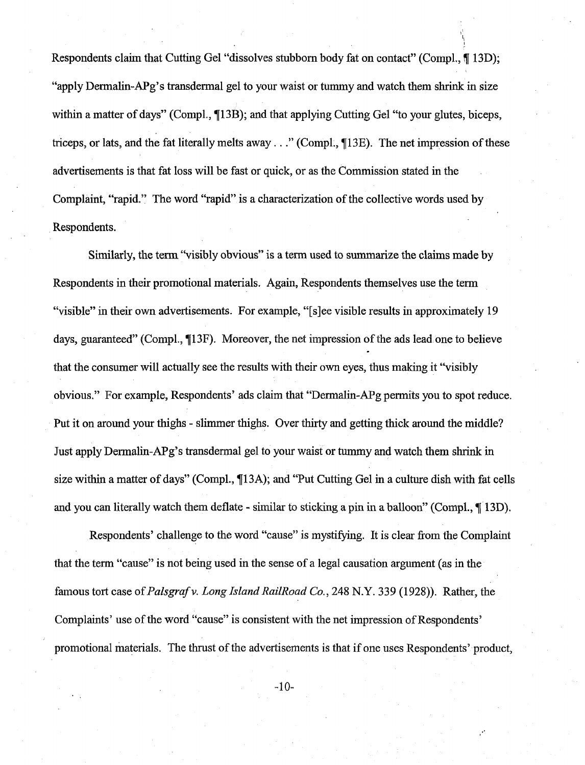Respondents claim that Cutting Gel "dissolves stubborn body fat on contact" (Compl., ¶ 13D); "apply Dermalin-APg's transdermal gel to your waist or tummy and watch them shrink in size within a matter of days" (Compl., ¶13B); and that applying Cutting Gel "to your glutes, biceps, triceps, or lats, and the fat literally melts away . . ." (Compl., ¶13E). The net impression of these advertisements is that fat loss will be fast or quick, or as the Commission stated in the Complaint, "rapid." The word "rapid" is a characterization of the collective words used by Respondents.

Similarly, the term "visibly obvious" is a term used to summarize the claims made by Respondents in their promotional materials. Again, Respondents themselves use the term "visible" in their own advertisements. For example, "[s]ee visible results in approximately 19 days, guaranteed" (Compl., ¶13F). Moreover, the net impression of the ads lead one to believe that the consumer will actually see the results with their own eyes, thus making it "visibly obvious." For example, Respondents' ads claim that "Dermalin-APg permits you to spot reduce. Put it on around your thighs - slimmer thighs. Over thirty and getting thick around the middle? Just apply Dermalin-APg's transdermal gel to your waist or tummy and watch them shrink in size within a matter of days" (Compl., ¶13A); and "Put Cutting Gel in a culture dish with fat cells and you can literally watch them deflate - similar to sticking a pin in a balloon" (Compl., ¶ 13D).

Respondents' challenge to the word "cause" is mystifying. It is clear from the Complaint that the term "cause" is not being used in the sense of a legal causation argument (as in the famous tort case of *Palsgraf v. Long Island RailRoad Co.*, 248 N.Y. 339 (1928)). Rather, the Complaints' use of the word "cause" is consistent with the net impression of Respondents' promotional materials. The thrust of the advertisements is that if one uses Respondents' product,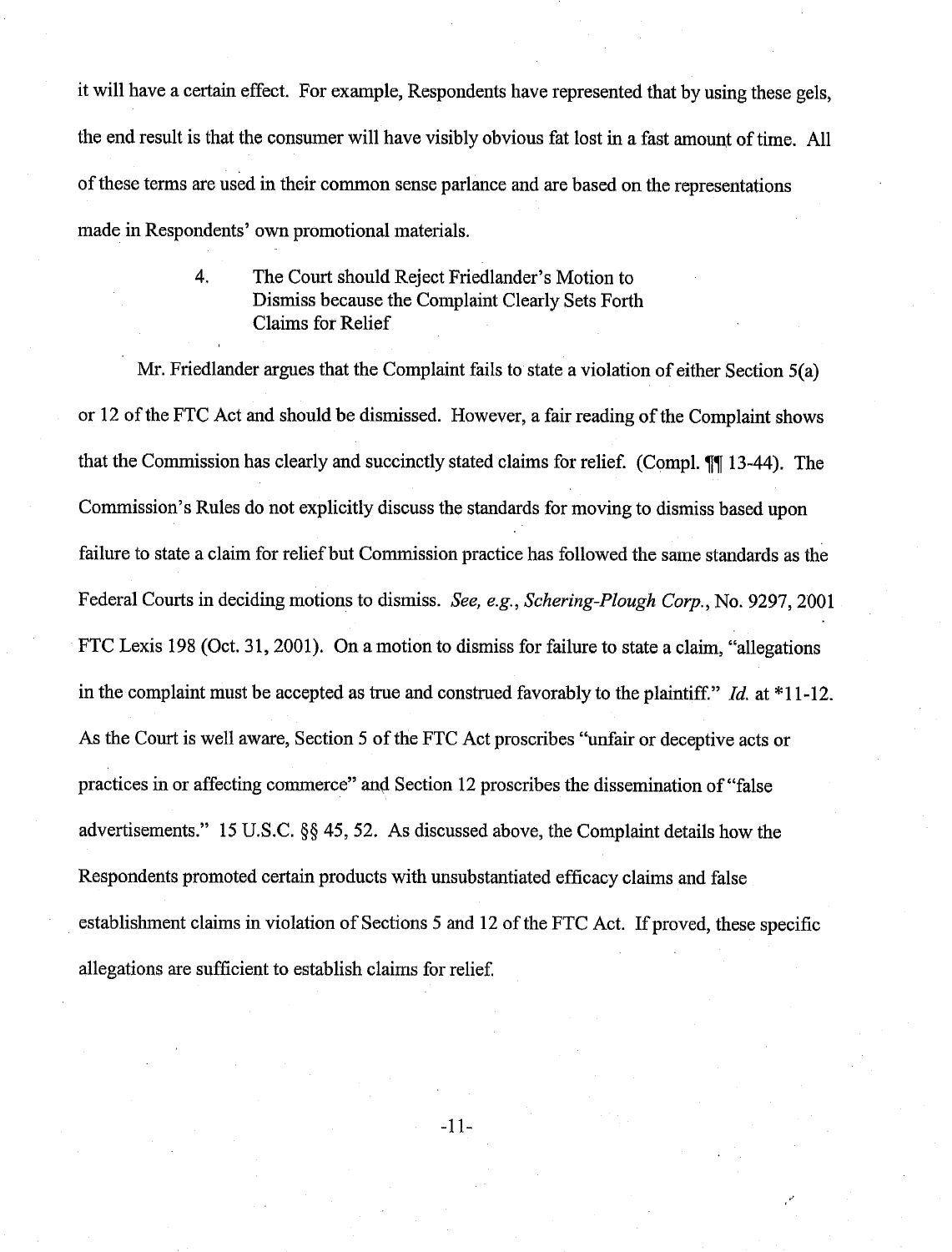it will have a certain effect. For example, Respondents have represented that by using these gels, the end result is that the consumer will have visibly obvious fat lost in a fast amount of time. All of these terms are used in their common sense parlance and are based on the representations made in Respondents' own promotional materials.

### 4. The Court should Reject Friedlander's Motion to Dismiss because the Complaint Clearly Sets Forth Claims for Relief

Mr. Friedlander argues that the Complaint fails to state a violation of either Section 5(a) or 12 of the FTC Act and should be dismissed. However, a fair reading of the Complaint shows that the Commission has clearly and succinctly stated claims for relief. (Compl. ¶¶ 13-44). The Commission's Rules do not explicitly discuss the standards for moving to dismiss based upon failure to state a claim for relief but Commission practice has followed the same standards as the Federal Courts in deciding motions to dismiss. *See, e.g., Schering-Plough Corp.*, No. 9297, 2001 FTC Lexis 198 (Oct. 31, 2001). On a motion to dismiss for failure to state a claim, "allegations in the complaint must be accepted as true and construed favorably to the plaintiff." *Id.* at *11-12. As the Court is well aware, Section 5 of the FTC Act proscribes "unfair or deceptive acts or practices in or affecting commerce" and Section 12 proscribes the dissemination of "false advertisements." 15 U.S.C. §§ 45, 52. As discussed above, the Complaint details how the Respondents promoted certain products with unsubstantiated efficacy claims and false establishment claims in violation of Sections 5 and 12 of the FTC Act. If proved, these specific allegations are sufficient to establish claims for relief.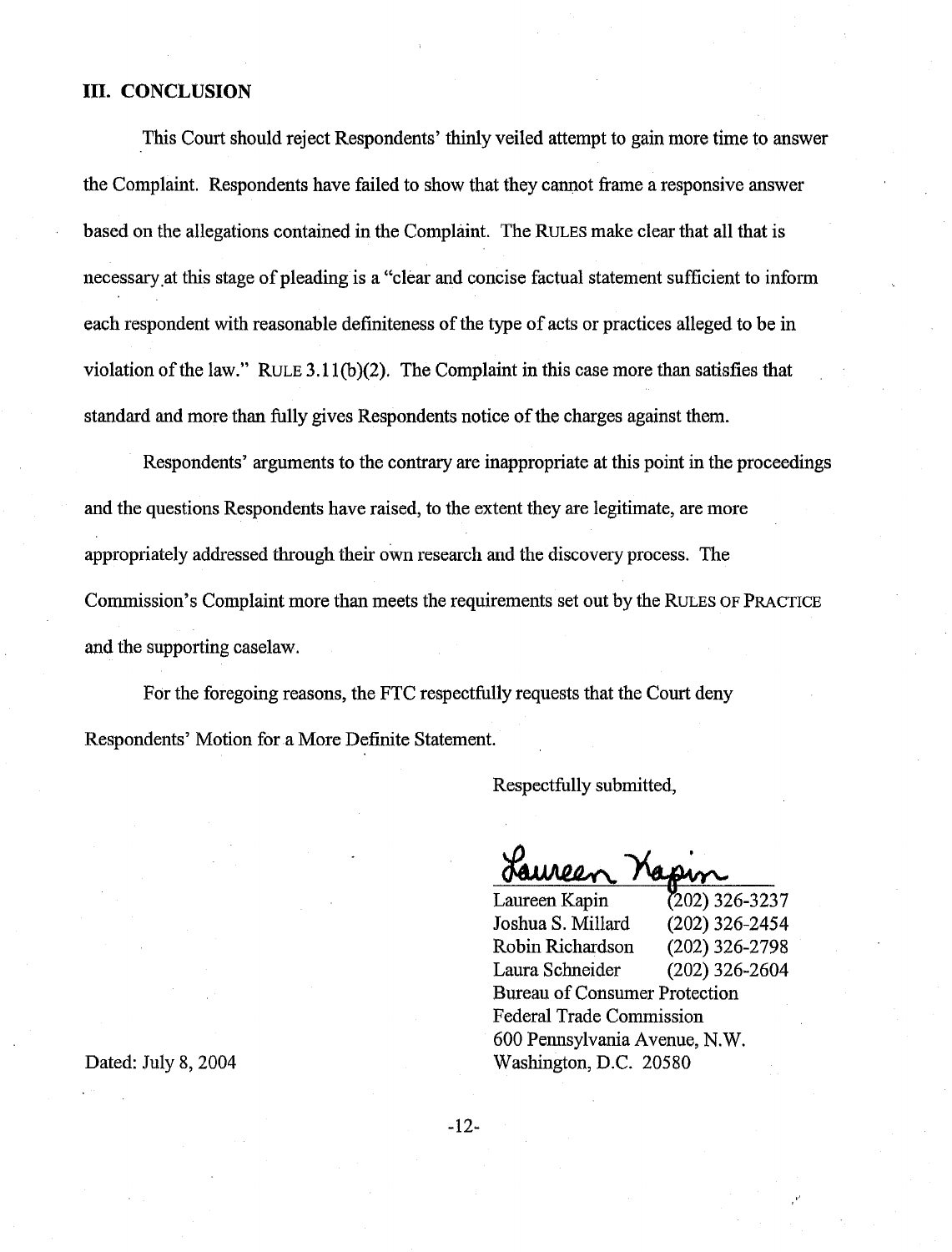## III. CONCLUSION

This Court should reject Respondents' thinly veiled attempt to gain more time to answer the Complaint. Respondents have failed to show that they cannot frame a responsive answer based on the allegations contained in the Complaint. The RULES make clear that all that is necessary at this stage of pleading is a "clear and concise factual statement sufficient to inform each respondent with reasonable definiteness of the type of acts or practices alleged to be in violation of the law." RULE 3.11(b)(2). The Complaint in this case more than satisfies that standard and more than fully gives Respondents notice of the charges against them.

Respondents' arguments to the contrary are inappropriate at this point in the proceedings and the questions Respondents have raised, to the extent they are legitimate, are more appropriately addressed through their own research and the discovery process. The Commission's Complaint more than meets the requirements set out by the RULES OF PRACTICE and the supporting caselaw.

For the foregoing reasons, the FTC respectfully requests that the Court deny Respondents' Motion for a More Definite Statement.

Respectfully submitted,

Laureen Kapin

Laureen Kapin (202) 326-3237
Joshua S. Millard (202) 326-2454
Robin Richardson (202) 326-2798
Laura Schneider (202) 326-2604
Bureau of Consumer Protection
Federal Trade Commission
600 Pennsylvania Avenue, N.W.
Washington, D.C. 20580

Dated: July 8, 2004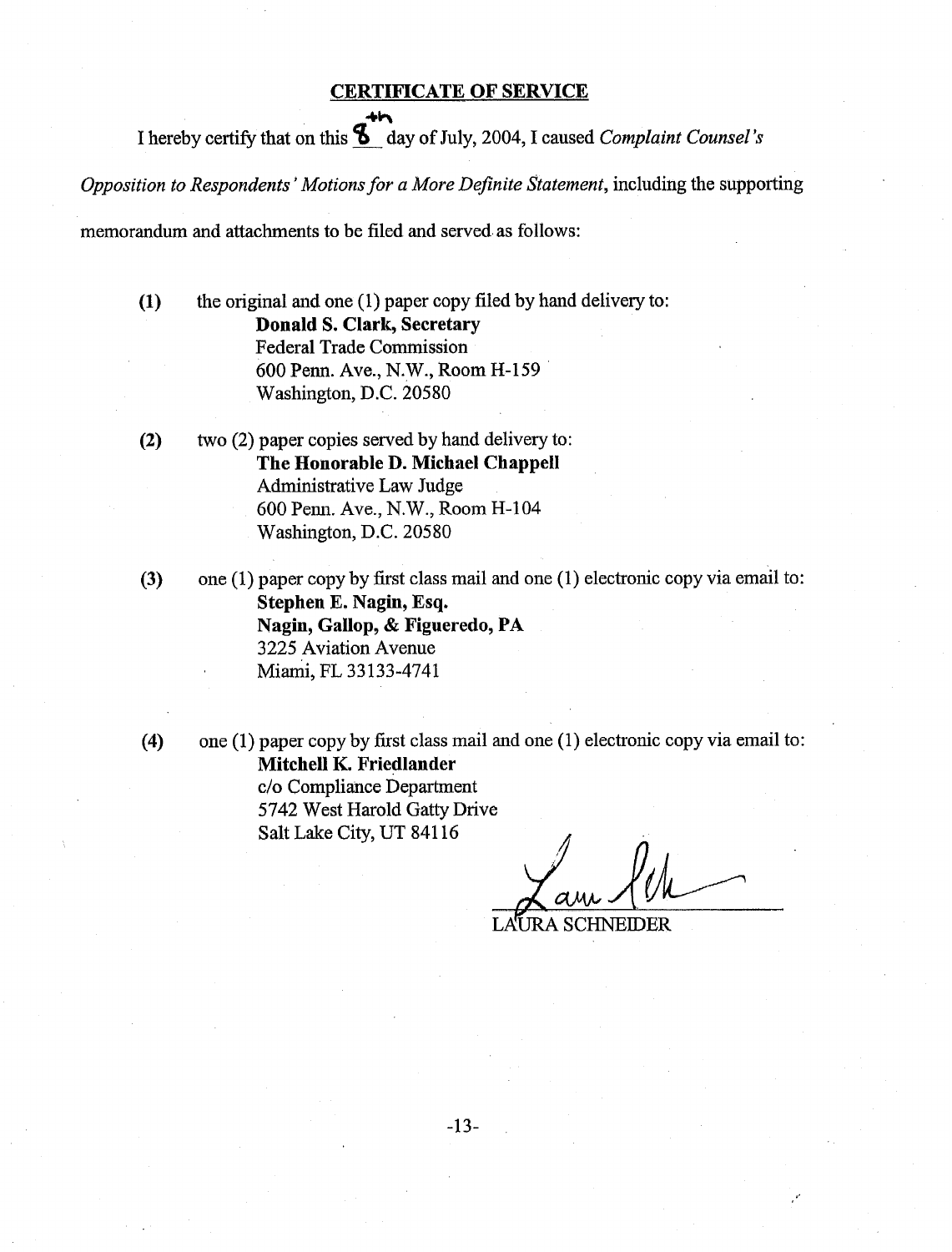## CERTIFICATE OF SERVICE

I hereby certify that on this 8th day of July, 2004, I caused *Complaint Counsel's Opposition to Respondents' Motions for a More Definite Statement*, including the supporting memorandum and attachments to be filed and served as follows:

**(1)** the original and one (1) paper copy filed by hand delivery to:
**Donald S. Clark, Secretary**
Federal Trade Commission
600 Penn. Ave., N.W., Room H-159
Washington, D.C. 20580

**(2)** two (2) paper copies served by hand delivery to:
**The Honorable D. Michael Chappell**
Administrative Law Judge
600 Penn. Ave., N.W., Room H-104
Washington, D.C. 20580

**(3)** one (1) paper copy by first class mail and one (1) electronic copy via email to:
**Stephen E. Nagin, Esq.**
**Nagin, Gallop, & Figueredo, PA**
3225 Aviation Avenue
Miami, FL 33133-4741

**(4)** one (1) paper copy by first class mail and one (1) electronic copy via email to:
**Mitchell K. Friedlander**
c/o Compliance Department
5742 West Harold Gatty Drive
Salt Lake City, UT 84116

LAURA SCHNEIDER